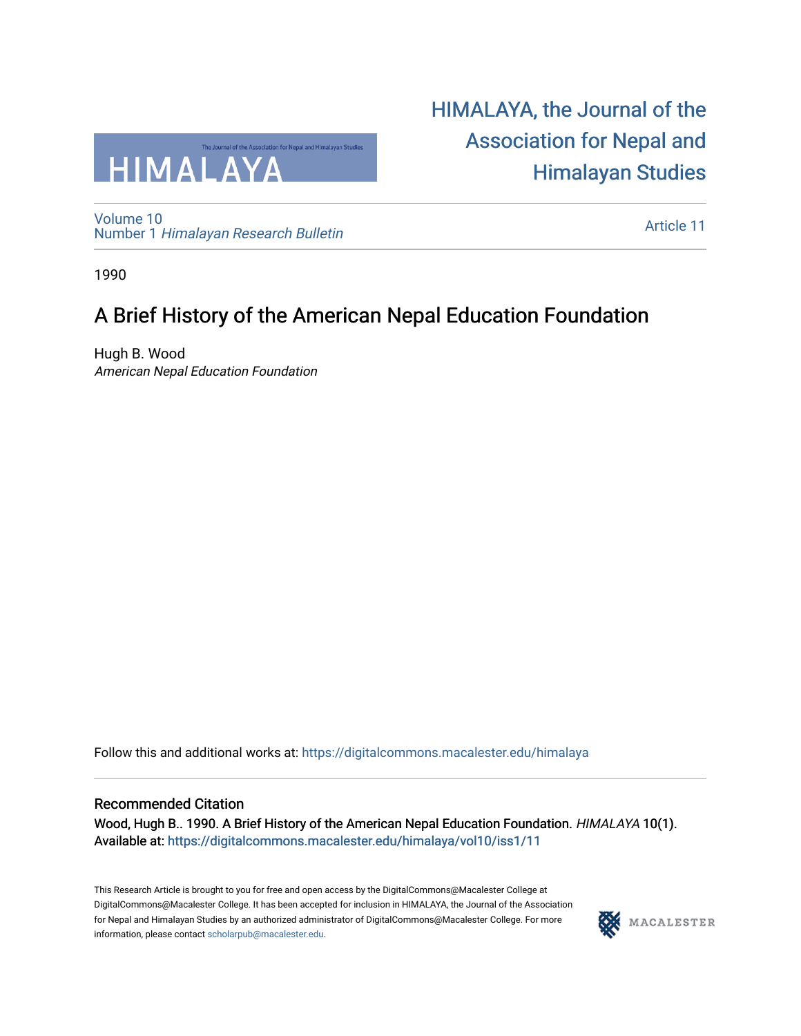# HIMALAYA, the Journal of the Association for Nepal and Himalayan Studies

Volume 10
Number 1 *Himalayan Research Bulletin*

Article 11

1990

## A Brief History of the American Nepal Education Foundation

Hugh B. Wood
*American Nepal Education Foundation*

Follow this and additional works at: https://digitalcommons.macalester.edu/himalaya

### Recommended Citation

Wood, Hugh B.. 1990. A Brief History of the American Nepal Education Foundation. *HIMALAYA* 10(1).
Available at: https://digitalcommons.macalester.edu/himalaya/vol10/iss1/11

This Research Article is brought to you for free and open access by the DigitalCommons@Macalester College at DigitalCommons@Macalester College. It has been accepted for inclusion in HIMALAYA, the Journal of the Association for Nepal and Himalayan Studies by an authorized administrator of DigitalCommons@Macalester College. For more information, please contact scholarpub@macalester.edu.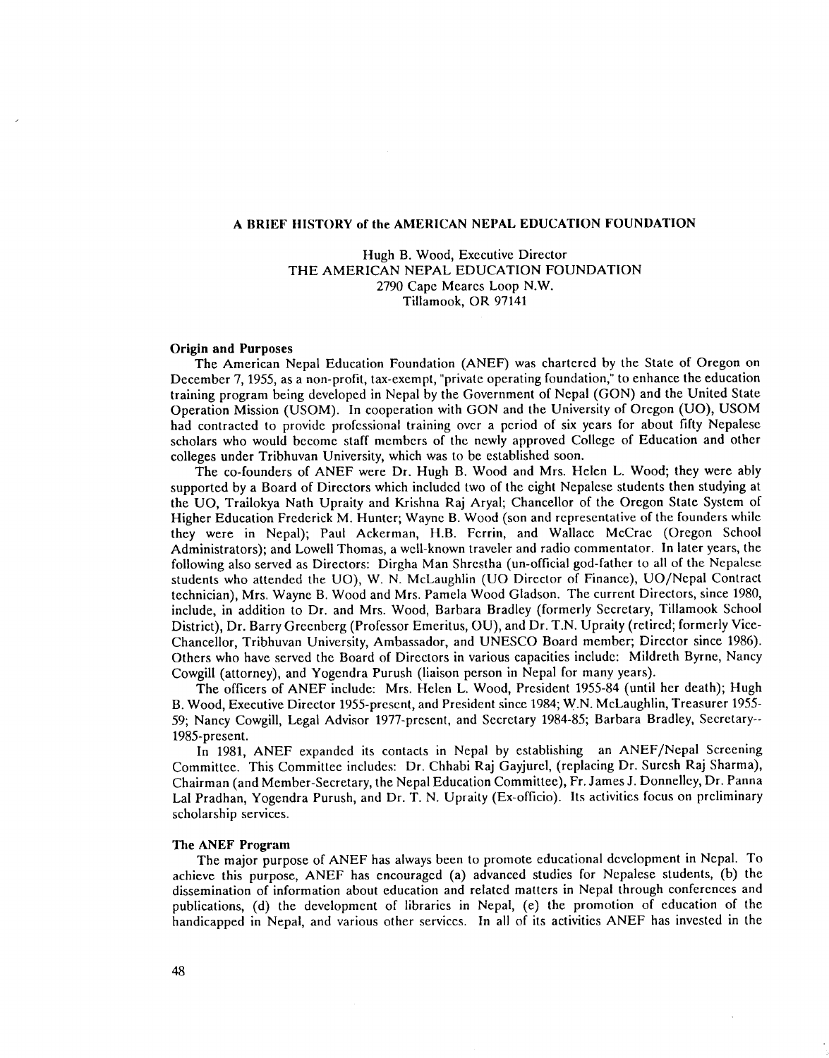## A BRIEF HISTORY of the AMERICAN NEPAL EDUCATION FOUNDATION

Hugh B. Wood, Executive Director
THE AMERICAN NEPAL EDUCATION FOUNDATION
2790 Cape Meares Loop N.W.
Tillamook, OR 97141

### Origin and Purposes

The American Nepal Education Foundation (ANEF) was chartered by the State of Oregon on December 7, 1955, as a non-profit, tax-exempt, "private operating foundation," to enhance the education training program being developed in Nepal by the Government of Nepal (GON) and the United State Operation Mission (USOM). In cooperation with GON and the University of Oregon (UO), USOM had contracted to provide professional training over a period of six years for about fifty Nepalese scholars who would become staff members of the newly approved College of Education and other colleges under Tribhuvan University, which was to be established soon.

The co-founders of ANEF were Dr. Hugh B. Wood and Mrs. Helen L. Wood; they were ably supported by a Board of Directors which included two of the eight Nepalese students then studying at the UO, Trailokya Nath Upraity and Krishna Raj Aryal; Chancellor of the Oregon State System of Higher Education Frederick M. Hunter; Wayne B. Wood (son and representative of the founders while they were in Nepal); Paul Ackerman, H.B. Ferrin, and Wallace McCrae (Oregon School Administrators); and Lowell Thomas, a well-known traveler and radio commentator. In later years, the following also served as Directors: Dirgha Man Shrestha (un-official god-father to all of the Nepalese students who attended the UO), W. N. McLaughlin (UO Director of Finance), UO/Nepal Contract technician), Mrs. Wayne B. Wood and Mrs. Pamela Wood Gladson. The current Directors, since 1980, include, in addition to Dr. and Mrs. Wood, Barbara Bradley (formerly Secretary, Tillamook School District), Dr. Barry Greenberg (Professor Emeritus, OU), and Dr. T.N. Upraity (retired; formerly Vice-Chancellor, Tribhuvan University, Ambassador, and UNESCO Board member; Director since 1986). Others who have served the Board of Directors in various capacities include: Mildreth Byrne, Nancy Cowgill (attorney), and Yogendra Purush (liaison person in Nepal for many years).

The officers of ANEF include: Mrs. Helen L. Wood, President 1955-84 (until her death); Hugh B. Wood, Executive Director 1955-present, and President since 1984; W.N. McLaughlin, Treasurer 1955-59; Nancy Cowgill, Legal Advisor 1977-present, and Secretary 1984-85; Barbara Bradley, Secretary--1985-present.

In 1981, ANEF expanded its contacts in Nepal by establishing an ANEF/Nepal Screening Committee. This Committee includes: Dr. Chhabi Raj Gayjurel, (replacing Dr. Suresh Raj Sharma), Chairman (and Member-Secretary, the Nepal Education Committee), Fr. James J. Donnelley, Dr. Panna Lal Pradhan, Yogendra Purush, and Dr. T. N. Upraity (Ex-officio). Its activities focus on preliminary scholarship services.

### The ANEF Program

The major purpose of ANEF has always been to promote educational development in Nepal. To achieve this purpose, ANEF has encouraged (a) advanced studies for Nepalese students, (b) the dissemination of information about education and related matters in Nepal through conferences and publications, (d) the development of libraries in Nepal, (e) the promotion of education of the handicapped in Nepal, and various other services. In all of its activities ANEF has invested in the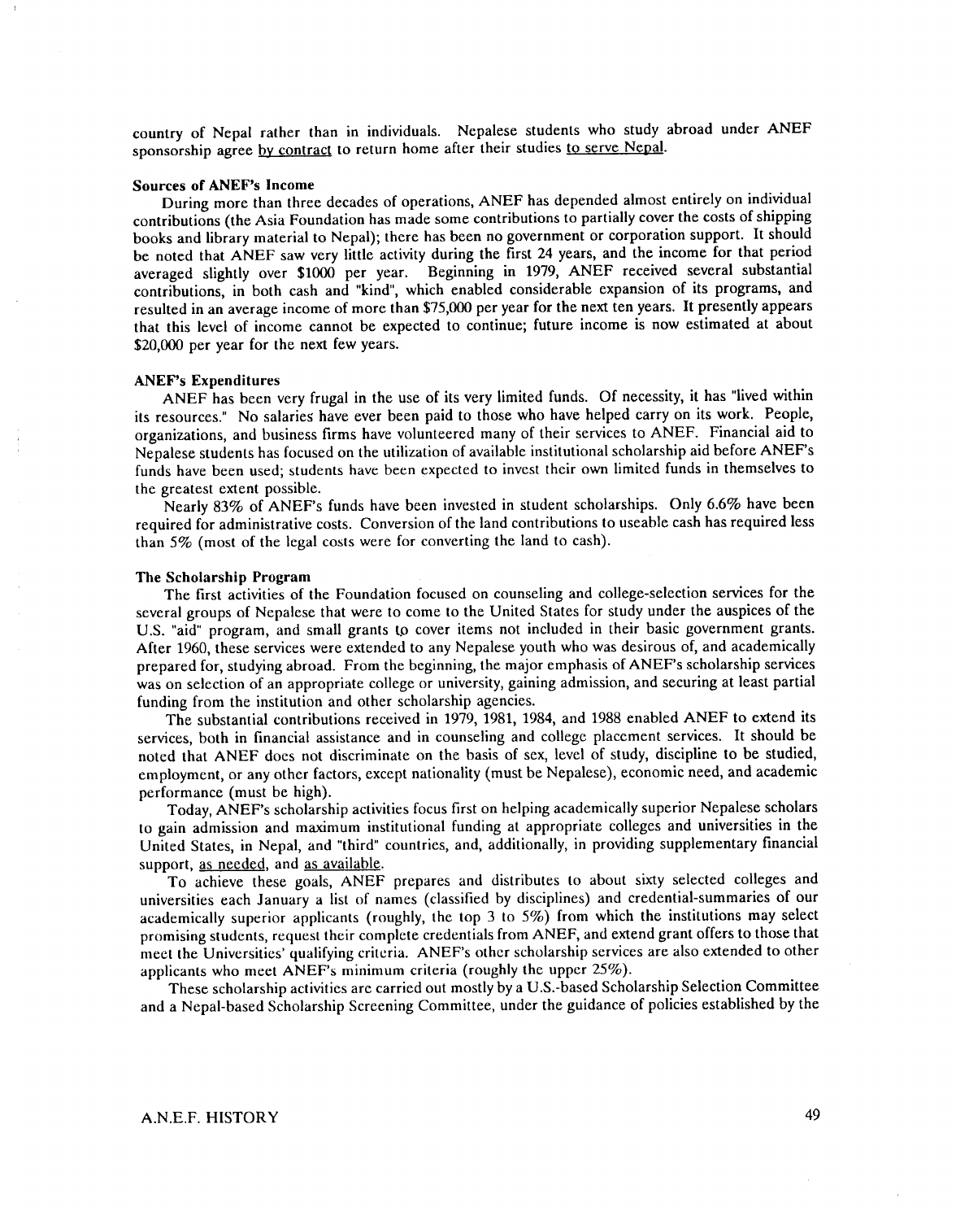country of Nepal rather than in individuals. Nepalese students who study abroad under ANEF sponsorship agree <u>by contract</u> to return home after their studies <u>to serve Nepal</u>.

### Sources of ANEF's Income

During more than three decades of operations, ANEF has depended almost entirely on individual contributions (the Asia Foundation has made some contributions to partially cover the costs of shipping books and library material to Nepal); there has been no government or corporation support. It should be noted that ANEF saw very little activity during the first 24 years, and the income for that period averaged slightly over $1000 per year. Beginning in 1979, ANEF received several substantial contributions, in both cash and "kind", which enabled considerable expansion of its programs, and resulted in an average income of more than $75,000 per year for the next ten years. It presently appears that this level of income cannot be expected to continue; future income is now estimated at about $20,000 per year for the next few years.

### ANEF's Expenditures

ANEF has been very frugal in the use of its very limited funds. Of necessity, it has "lived within its resources." No salaries have ever been paid to those who have helped carry on its work. People, organizations, and business firms have volunteered many of their services to ANEF. Financial aid to Nepalese students has focused on the utilization of available institutional scholarship aid before ANEF's funds have been used; students have been expected to invest their own limited funds in themselves to the greatest extent possible.

Nearly 83% of ANEF's funds have been invested in student scholarships. Only 6.6% have been required for administrative costs. Conversion of the land contributions to useable cash has required less than 5% (most of the legal costs were for converting the land to cash).

### The Scholarship Program

The first activities of the Foundation focused on counseling and college-selection services for the several groups of Nepalese that were to come to the United States for study under the auspices of the U.S. "aid" program, and small grants to cover items not included in their basic government grants. After 1960, these services were extended to any Nepalese youth who was desirous of, and academically prepared for, studying abroad. From the beginning, the major emphasis of ANEF's scholarship services was on selection of an appropriate college or university, gaining admission, and securing at least partial funding from the institution and other scholarship agencies.

The substantial contributions received in 1979, 1981, 1984, and 1988 enabled ANEF to extend its services, both in financial assistance and in counseling and college placement services. It should be noted that ANEF does not discriminate on the basis of sex, level of study, discipline to be studied, employment, or any other factors, except nationality (must be Nepalese), economic need, and academic performance (must be high).

Today, ANEF's scholarship activities focus first on helping academically superior Nepalese scholars to gain admission and maximum institutional funding at appropriate colleges and universities in the United States, in Nepal, and "third" countries, and, additionally, in providing supplementary financial support, <u>as needed</u>, and <u>as available</u>.

To achieve these goals, ANEF prepares and distributes to about sixty selected colleges and universities each January a list of names (classified by disciplines) and credential-summaries of our academically superior applicants (roughly, the top 3 to 5%) from which the institutions may select promising students, request their complete credentials from ANEF, and extend grant offers to those that meet the Universities' qualifying criteria. ANEF's other scholarship services are also extended to other applicants who meet ANEF's minimum criteria (roughly the upper 25%).

These scholarship activities are carried out mostly by a U.S.-based Scholarship Selection Committee and a Nepal-based Scholarship Screening Committee, under the guidance of policies established by the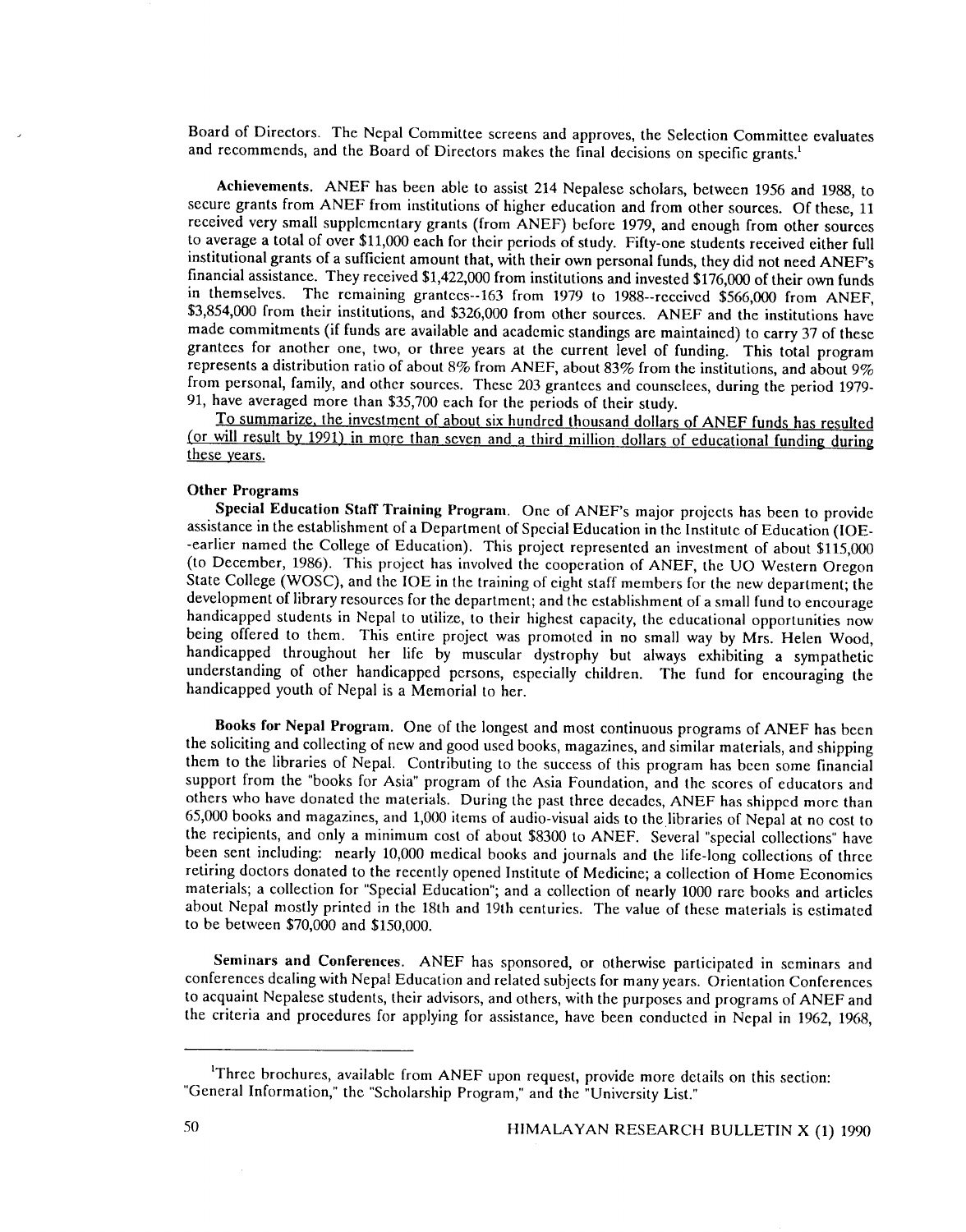Board of Directors. The Nepal Committee screens and approves, the Selection Committee evaluates and recommends, and the Board of Directors makes the final decisions on specific grants.[1]

**Achievements.** ANEF has been able to assist 214 Nepalese scholars, between 1956 and 1988, to secure grants from ANEF from institutions of higher education and from other sources. Of these, 11 received very small supplementary grants (from ANEF) before 1979, and enough from other sources to average a total of over $11,000 each for their periods of study. Fifty-one students received either full institutional grants of a sufficient amount that, with their own personal funds, they did not need ANEF's financial assistance. They received $1,422,000 from institutions and invested $176,000 of their own funds in themselves. The remaining grantees--163 from 1979 to 1988--received $566,000 from ANEF, $3,854,000 from their institutions, and $326,000 from other sources. ANEF and the institutions have made commitments (if funds are available and academic standings are maintained) to carry 37 of these grantees for another one, two, or three years at the current level of funding. This total program represents a distribution ratio of about 8% from ANEF, about 83% from the institutions, and about 9% from personal, family, and other sources. These 203 grantees and counselees, during the period 1979-91, have averaged more than $35,700 each for the periods of their study.

<u>To summarize, the investment of about six hundred thousand dollars of ANEF funds has resulted (or will result by 1991) in more than seven and a third million dollars of educational funding during these years.</u>

**Other Programs**

**Special Education Staff Training Program.** One of ANEF's major projects has been to provide assistance in the establishment of a Department of Special Education in the Institute of Education (IOE--earlier named the College of Education). This project represented an investment of about $115,000 (to December, 1986). This project has involved the cooperation of ANEF, the UO Western Oregon State College (WOSC), and the IOE in the training of eight staff members for the new department; the development of library resources for the department; and the establishment of a small fund to encourage handicapped students in Nepal to utilize, to their highest capacity, the educational opportunities now being offered to them. This entire project was promoted in no small way by Mrs. Helen Wood, handicapped throughout her life by muscular dystrophy but always exhibiting a sympathetic understanding of other handicapped persons, especially children. The fund for encouraging the handicapped youth of Nepal is a Memorial to her.

**Books for Nepal Program.** One of the longest and most continuous programs of ANEF has been the soliciting and collecting of new and good used books, magazines, and similar materials, and shipping them to the libraries of Nepal. Contributing to the success of this program has been some financial support from the "books for Asia" program of the Asia Foundation, and the scores of educators and others who have donated the materials. During the past three decades, ANEF has shipped more than 65,000 books and magazines, and 1,000 items of audio-visual aids to the libraries of Nepal at no cost to the recipients, and only a minimum cost of about $8300 to ANEF. Several "special collections" have been sent including: nearly 10,000 medical books and journals and the life-long collections of three retiring doctors donated to the recently opened Institute of Medicine; a collection of Home Economics materials; a collection for "Special Education"; and a collection of nearly 1000 rare books and articles about Nepal mostly printed in the 18th and 19th centuries. The value of these materials is estimated to be between $70,000 and $150,000.

**Seminars and Conferences.** ANEF has sponsored, or otherwise participated in seminars and conferences dealing with Nepal Education and related subjects for many years. Orientation Conferences to acquaint Nepalese students, their advisors, and others, with the purposes and programs of ANEF and the criteria and procedures for applying for assistance, have been conducted in Nepal in 1962, 1968,

---

[1] Three brochures, available from ANEF upon request, provide more details on this section: "General Information," the "Scholarship Program," and the "University List."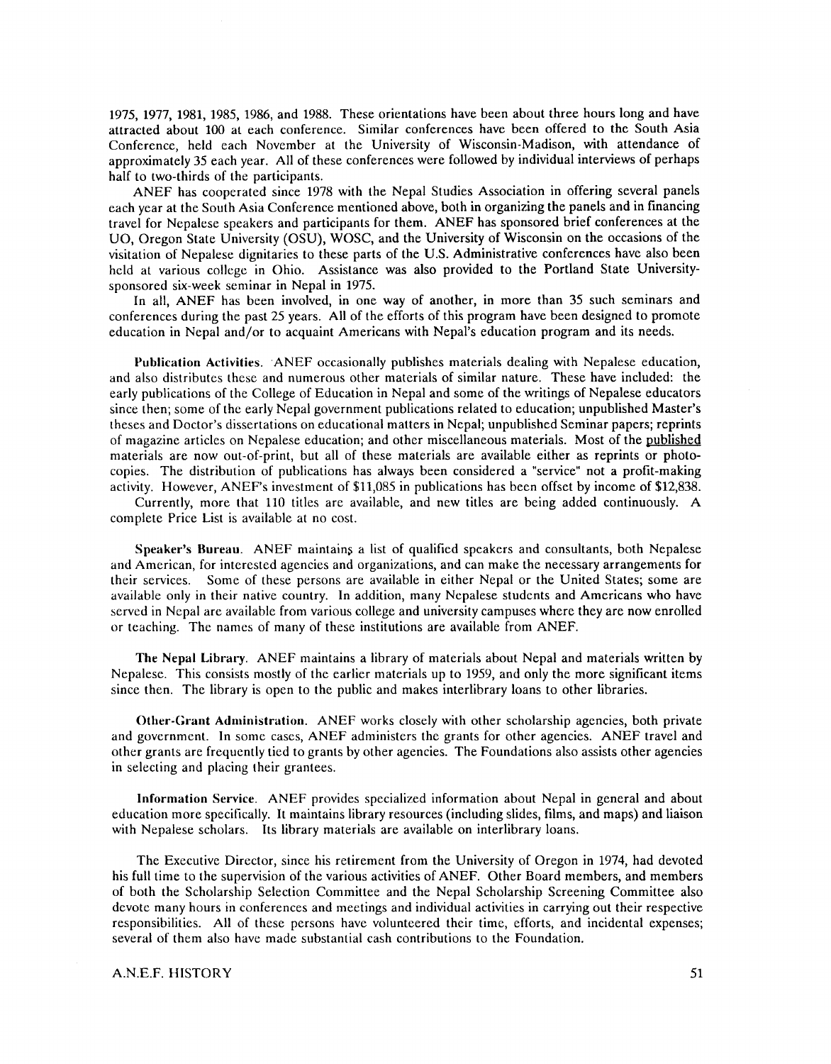1975, 1977, 1981, 1985, 1986, and 1988. These orientations have been about three hours long and have attracted about 100 at each conference. Similar conferences have been offered to the South Asia Conference, held each November at the University of Wisconsin-Madison, with attendance of approximately 35 each year. All of these conferences were followed by individual interviews of perhaps half to two-thirds of the participants.

ANEF has cooperated since 1978 with the Nepal Studies Association in offering several panels each year at the South Asia Conference mentioned above, both in organizing the panels and in financing travel for Nepalese speakers and participants for them. ANEF has sponsored brief conferences at the UO, Oregon State University (OSU), WOSC, and the University of Wisconsin on the occasions of the visitation of Nepalese dignitaries to these parts of the U.S. Administrative conferences have also been held at various college in Ohio. Assistance was also provided to the Portland State University-sponsored six-week seminar in Nepal in 1975.

In all, ANEF has been involved, in one way of another, in more than 35 such seminars and conferences during the past 25 years. All of the efforts of this program have been designed to promote education in Nepal and/or to acquaint Americans with Nepal's education program and its needs.

**Publication Activities.** ANEF occasionally publishes materials dealing with Nepalese education, and also distributes these and numerous other materials of similar nature. These have included: the early publications of the College of Education in Nepal and some of the writings of Nepalese educators since then; some of the early Nepal government publications related to education; unpublished Master's theses and Doctor's dissertations on educational matters in Nepal; unpublished Seminar papers; reprints of magazine articles on Nepalese education; and other miscellaneous materials. Most of the published materials are now out-of-print, but all of these materials are available either as reprints or photo-copies. The distribution of publications has always been considered a "service" not a profit-making activity. However, ANEF's investment of $11,085 in publications has been offset by income of $12,838.

Currently, more that 110 titles are available, and new titles are being added continuously. A complete Price List is available at no cost.

**Speaker's Bureau.** ANEF maintains a list of qualified speakers and consultants, both Nepalese and American, for interested agencies and organizations, and can make the necessary arrangements for their services. Some of these persons are available in either Nepal or the United States; some are available only in their native country. In addition, many Nepalese students and Americans who have served in Nepal are available from various college and university campuses where they are now enrolled or teaching. The names of many of these institutions are available from ANEF.

**The Nepal Library.** ANEF maintains a library of materials about Nepal and materials written by Nepalese. This consists mostly of the earlier materials up to 1959, and only the more significant items since then. The library is open to the public and makes interlibrary loans to other libraries.

**Other-Grant Administration.** ANEF works closely with other scholarship agencies, both private and government. In some cases, ANEF administers the grants for other agencies. ANEF travel and other grants are frequently tied to grants by other agencies. The Foundations also assists other agencies in selecting and placing their grantees.

**Information Service.** ANEF provides specialized information about Nepal in general and about education more specifically. It maintains library resources (including slides, films, and maps) and liaison with Nepalese scholars. Its library materials are available on interlibrary loans.

The Executive Director, since his retirement from the University of Oregon in 1974, had devoted his full time to the supervision of the various activities of ANEF. Other Board members, and members of both the Scholarship Selection Committee and the Nepal Scholarship Screening Committee also devote many hours in conferences and meetings and individual activities in carrying out their respective responsibilities. All of these persons have volunteered their time, efforts, and incidental expenses; several of them also have made substantial cash contributions to the Foundation.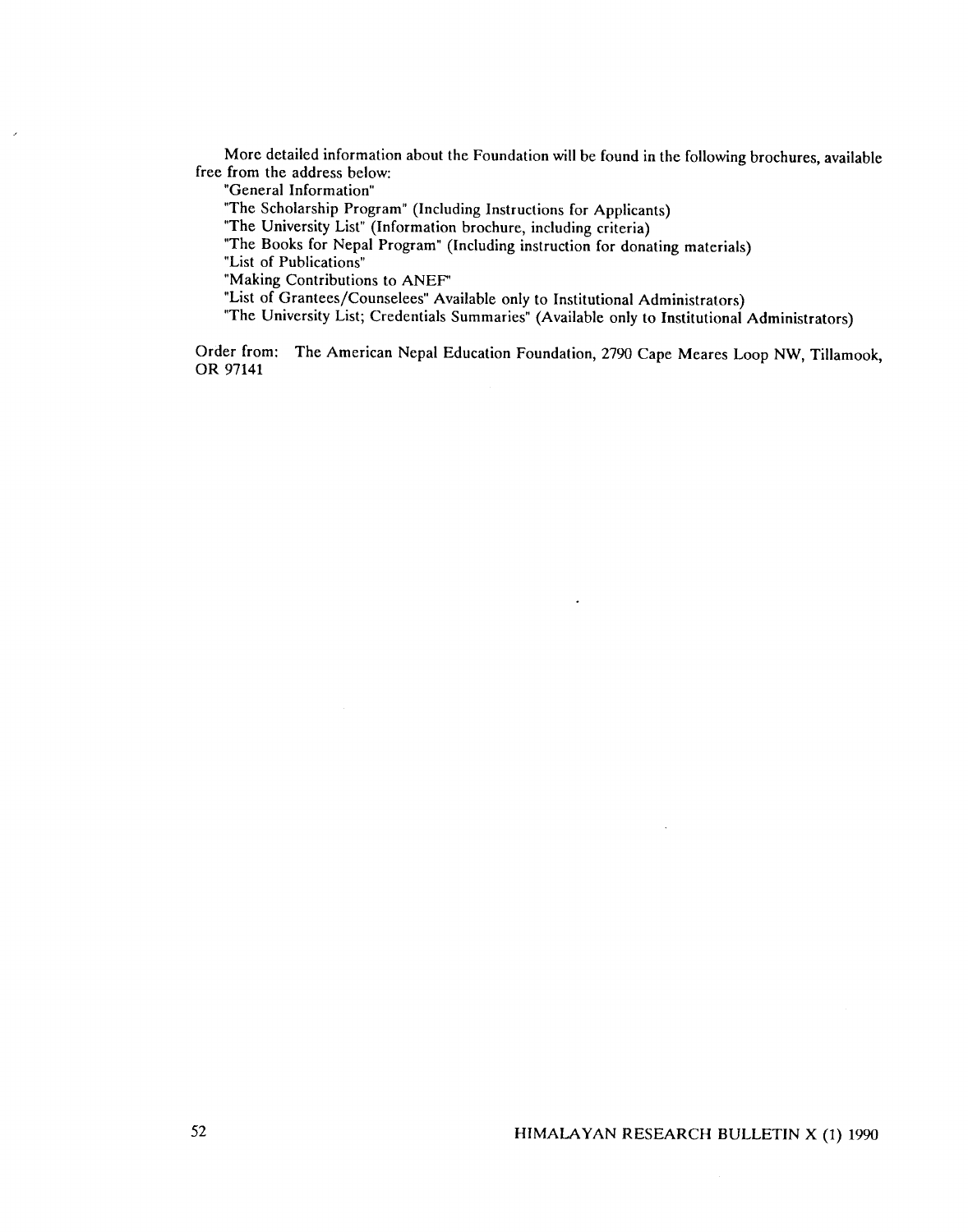More detailed information about the Foundation will be found in the following brochures, available free from the address below:

"General Information"

"The Scholarship Program" (Including Instructions for Applicants)

"The University List" (Information brochure, including criteria)

"The Books for Nepal Program" (Including instruction for donating materials)

"List of Publications"

"Making Contributions to ANEF"

"List of Grantees/Counselees" Available only to Institutional Administrators)

"The University List; Credentials Summaries" (Available only to Institutional Administrators)

Order from: The American Nepal Education Foundation, 2790 Cape Meares Loop NW, Tillamook, OR 97141